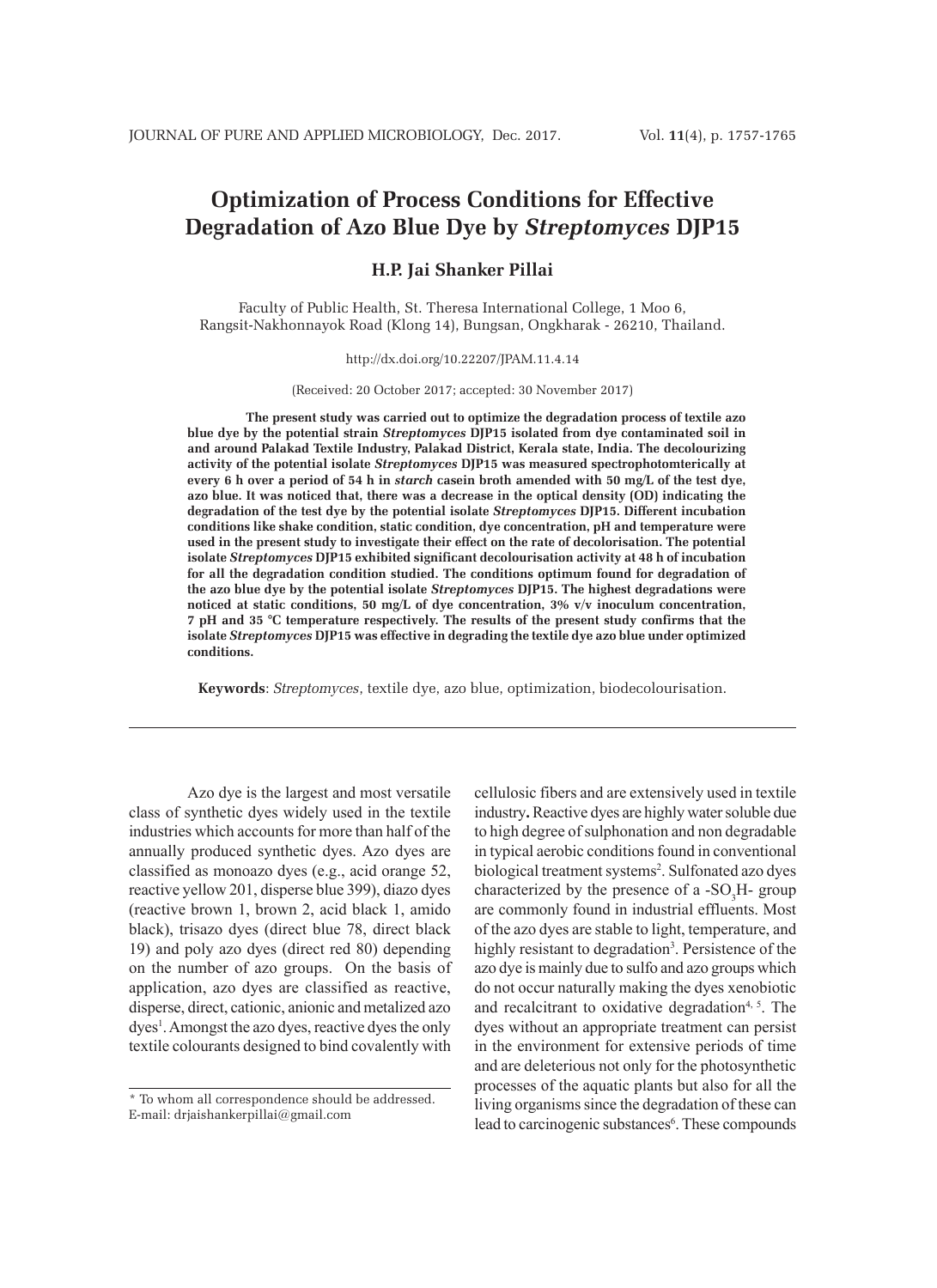# Optimization of Process Conditions for Effective Degradation of Azo Blue Dye by *Streptomyces* DJP15

**H.P. Jai Shanker Pillai**

Faculty of Public Health, St. Theresa International College, 1 Moo 6, Rangsit-Nakhonnayok Road (Klong 14), Bungsan, Ongkharak - 26210, Thailand.

http://dx.doi.org/10.22207/JPAM.11.4.14

(Received: 20 October 2017; accepted: 30 November 2017)

**The present study was carried out to optimize the degradation process of textile azo blue dye by the potential strain *Streptomyces* DJP15 isolated from dye contaminated soil in and around Palakad Textile Industry, Palakad District, Kerala state, India. The decolourizing activity of the potential isolate *Streptomyces* DJP15 was measured spectrophotomterically at every 6 h over a period of 54 h in *starch* casein broth amended with 50 mg/L of the test dye, azo blue. It was noticed that, there was a decrease in the optical density (OD) indicating the degradation of the test dye by the potential isolate *Streptomyces* DJP15. Different incubation conditions like shake condition, static condition, dye concentration, pH and temperature were used in the present study to investigate their effect on the rate of decolorisation. The potential isolate *Streptomyces* DJP15 exhibited significant decolourisation activity at 48 h of incubation for all the degradation condition studied. The conditions optimum found for degradation of the azo blue dye by the potential isolate *Streptomyces* DJP15. The highest degradations were noticed at static conditions, 50 mg/L of dye concentration, 3% v/v inoculum concentration, 7 pH and 35 °C temperature respectively. The results of the present study confirms that the isolate *Streptomyces* DJP15 was effective in degrading the textile dye azo blue under optimized conditions.**

**Keywords**: *Streptomyces*, textile dye, azo blue, optimization, biodecolourisation.

---

Azo dye is the largest and most versatile class of synthetic dyes widely used in the textile industries which accounts for more than half of the annually produced synthetic dyes. Azo dyes are classified as monoazo dyes (e.g., acid orange 52, reactive yellow 201, disperse blue 399), diazo dyes (reactive brown 1, brown 2, acid black 1, amido black), trisazo dyes (direct blue 78, direct black 19) and poly azo dyes (direct red 80) depending on the number of azo groups. On the basis of application, azo dyes are classified as reactive, disperse, direct, cationic, anionic and metalized azo dyes[1]. Amongst the azo dyes, reactive dyes the only textile colourants designed to bind covalently with cellulosic fibers and are extensively used in textile industry**.** Reactive dyes are highly water soluble due to high degree of sulphonation and non degradable in typical aerobic conditions found in conventional biological treatment systems[2]. Sulfonated azo dyes characterized by the presence of a -$SO_3H$- group are commonly found in industrial effluents. Most of the azo dyes are stable to light, temperature, and highly resistant to degradation[3]. Persistence of the azo dye is mainly due to sulfo and azo groups which do not occur naturally making the dyes xenobiotic and recalcitrant to oxidative degradation[4, 5]. The dyes without an appropriate treatment can persist in the environment for extensive periods of time and are deleterious not only for the photosynthetic processes of the aquatic plants but also for all the living organisms since the degradation of these can lead to carcinogenic substances[6]. These compounds

\* To whom all correspondence should be addressed.
E-mail: drjaishankerpillai@gmail.com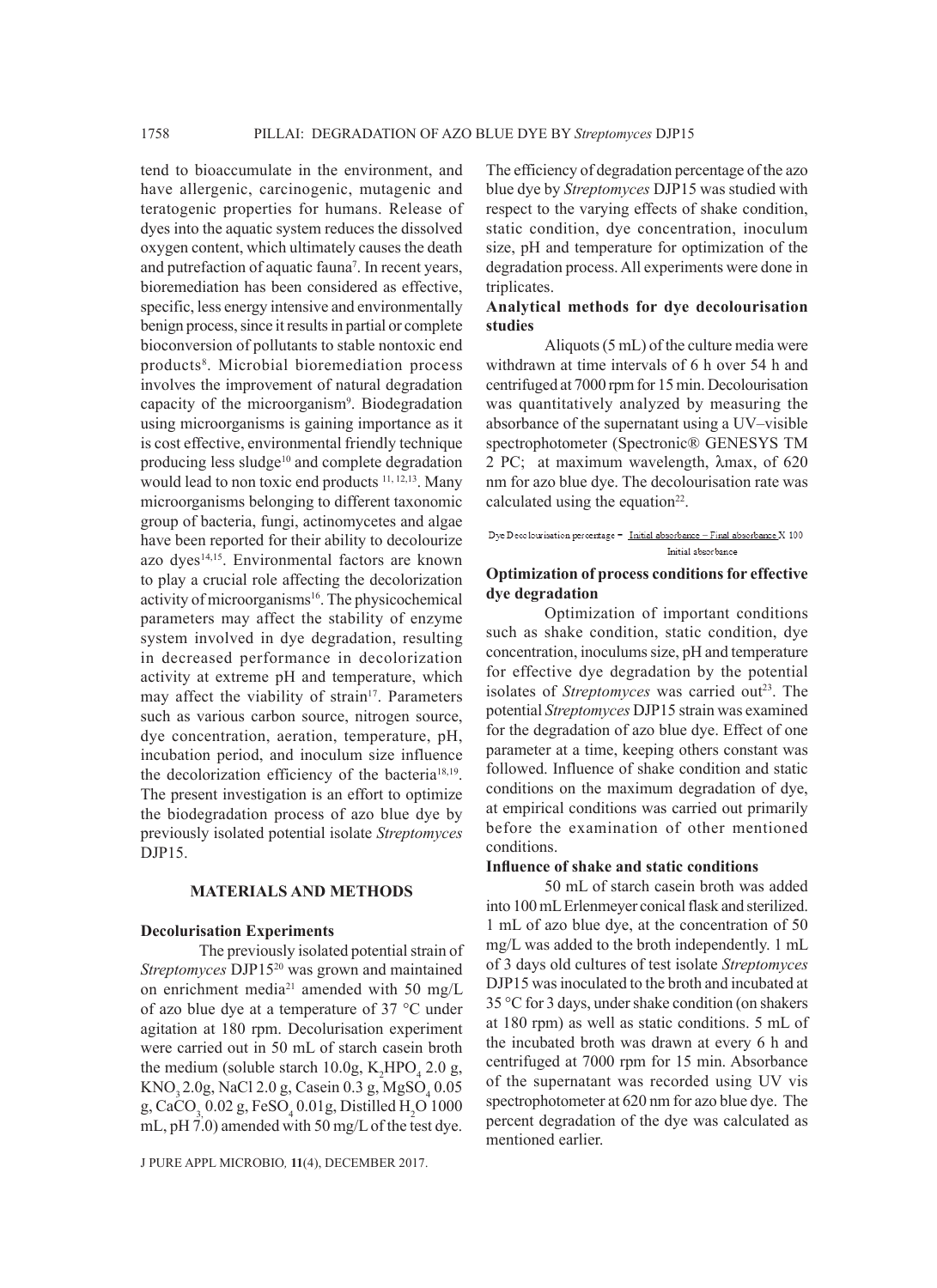tend to bioaccumulate in the environment, and have allergenic, carcinogenic, mutagenic and teratogenic properties for humans. Release of dyes into the aquatic system reduces the dissolved oxygen content, which ultimately causes the death and putrefaction of aquatic fauna[7]. In recent years, bioremediation has been considered as effective, specific, less energy intensive and environmentally benign process, since it results in partial or complete bioconversion of pollutants to stable nontoxic end products[8]. Microbial bioremediation process involves the improvement of natural degradation capacity of the microorganism[9]. Biodegradation using microorganisms is gaining importance as it is cost effective, environmental friendly technique producing less sludge[10] and complete degradation would lead to non toxic end products [11, 12,13]. Many microorganisms belonging to different taxonomic group of bacteria, fungi, actinomycetes and algae have been reported for their ability to decolourize azo dyes[14,15]. Environmental factors are known to play a crucial role affecting the decolorization activity of microorganisms[16]. The physicochemical parameters may affect the stability of enzyme system involved in dye degradation, resulting in decreased performance in decolorization activity at extreme pH and temperature, which may affect the viability of strain[17]. Parameters such as various carbon source, nitrogen source, dye concentration, aeration, temperature, pH, incubation period, and inoculum size influence the decolorization efficiency of the bacteria[18,19]. The present investigation is an effort to optimize the biodegradation process of azo blue dye by previously isolated potential isolate *Streptomyces* DJP15.

## MATERIALS AND METHODS

### Decolourisation Experiments

The previously isolated potential strain of *Streptomyces* DJP15[20] was grown and maintained on enrichment media[21] amended with 50 mg/L of azo blue dye at a temperature of 37 °C under agitation at 180 rpm. Decolourisation experiment were carried out in 50 mL of starch casein broth the medium (soluble starch 10.0g, $K_2HPO_4$ 2.0 g, $KNO_3$ 2.0g, NaCl 2.0 g, Casein 0.3 g, $MgSO_4$ 0.05 g, $CaCO_3$ 0.02 g, $FeSO_4$ 0.01g, Distilled $H_2O$ 1000 mL, pH 7.0) amended with 50 mg/L of the test dye. The efficiency of degradation percentage of the azo blue dye by *Streptomyces* DJP15 was studied with respect to the varying effects of shake condition, static condition, dye concentration, inoculum size, pH and temperature for optimization of the degradation process. All experiments were done in triplicates.

### Analytical methods for dye decolourisation studies

Aliquots (5 mL) of the culture media were withdrawn at time intervals of 6 h over 54 h and centrifuged at 7000 rpm for 15 min. Decolourisation was quantitatively analyzed by measuring the absorbance of the supernatant using a UV–visible spectrophotometer (Spectronic® GENESYS TM 2 PC; at maximum wavelength, λmax, of 620 nm for azo blue dye. The decolourisation rate was calculated using the equation[22].

$$\text{Dye Decolourisation percentage} = \frac{\text{Initial absorbance} - \text{Final absorbance}}{\text{Initial absorbance}} \times 100$$

### Optimization of process conditions for effective dye degradation

Optimization of important conditions such as shake condition, static condition, dye concentration, inoculums size, pH and temperature for effective dye degradation by the potential isolates of *Streptomyces* was carried out[23]. The potential *Streptomyces* DJP15 strain was examined for the degradation of azo blue dye. Effect of one parameter at a time, keeping others constant was followed. Influence of shake condition and static conditions on the maximum degradation of dye, at empirical conditions was carried out primarily before the examination of other mentioned conditions.

### Influence of shake and static conditions

50 mL of starch casein broth was added into 100 mL Erlenmeyer conical flask and sterilized. 1 mL of azo blue dye, at the concentration of 50 mg/L was added to the broth independently. 1 mL of 3 days old cultures of test isolate *Streptomyces* DJP15 was inoculated to the broth and incubated at 35 °C for 3 days, under shake condition (on shakers at 180 rpm) as well as static conditions. 5 mL of the incubated broth was drawn at every 6 h and centrifuged at 7000 rpm for 15 min. Absorbance of the supernatant was recorded using UV vis spectrophotometer at 620 nm for azo blue dye. The percent degradation of the dye was calculated as mentioned earlier.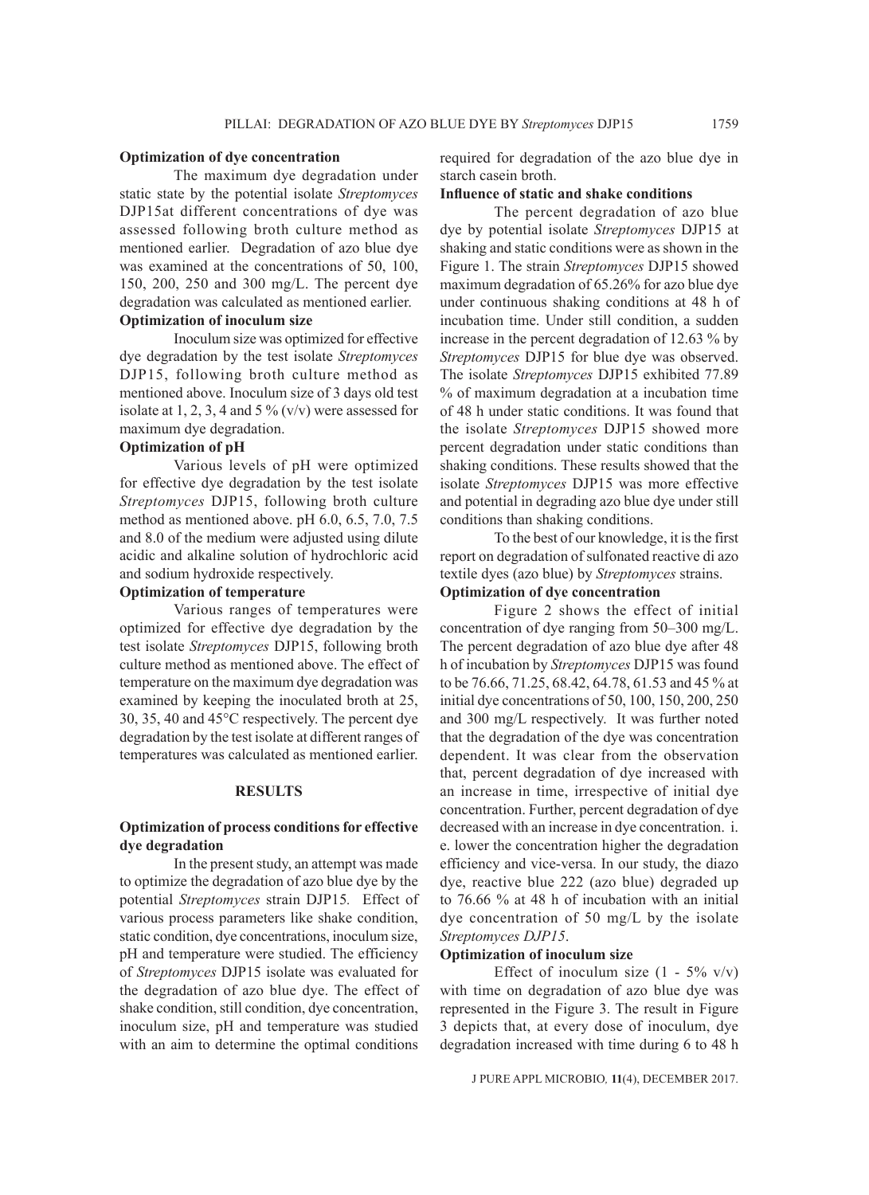### Optimization of dye concentration

The maximum dye degradation under static state by the potential isolate *Streptomyces* DJP15at different concentrations of dye was assessed following broth culture method as mentioned earlier. Degradation of azo blue dye was examined at the concentrations of 50, 100, 150, 200, 250 and 300 mg/L. The percent dye degradation was calculated as mentioned earlier.

### Optimization of inoculum size

Inoculum size was optimized for effective dye degradation by the test isolate *Streptomyces* DJP15, following broth culture method as mentioned above. Inoculum size of 3 days old test isolate at 1, 2, 3, 4 and 5 % (v/v) were assessed for maximum dye degradation.

### Optimization of pH

Various levels of pH were optimized for effective dye degradation by the test isolate *Streptomyces* DJP15, following broth culture method as mentioned above. pH 6.0, 6.5, 7.0, 7.5 and 8.0 of the medium were adjusted using dilute acidic and alkaline solution of hydrochloric acid and sodium hydroxide respectively.

### Optimization of temperature

Various ranges of temperatures were optimized for effective dye degradation by the test isolate *Streptomyces* DJP15, following broth culture method as mentioned above. The effect of temperature on the maximum dye degradation was examined by keeping the inoculated broth at 25, 30, 35, 40 and 45°C respectively. The percent dye degradation by the test isolate at different ranges of temperatures was calculated as mentioned earlier.

## RESULTS

### Optimization of process conditions for effective dye degradation

In the present study, an attempt was made to optimize the degradation of azo blue dye by the potential *Streptomyces* strain DJP15. Effect of various process parameters like shake condition, static condition, dye concentrations, inoculum size, pH and temperature were studied. The efficiency of *Streptomyces* DJP15 isolate was evaluated for the degradation of azo blue dye. The effect of shake condition, still condition, dye concentration, inoculum size, pH and temperature was studied with an aim to determine the optimal conditions required for degradation of the azo blue dye in starch casein broth.

### Influence of static and shake conditions

The percent degradation of azo blue dye by potential isolate *Streptomyces* DJP15 at shaking and static conditions were as shown in the Figure 1. The strain *Streptomyces* DJP15 showed maximum degradation of 65.26% for azo blue dye under continuous shaking conditions at 48 h of incubation time. Under still condition, a sudden increase in the percent degradation of 12.63 % by *Streptomyces* DJP15 for blue dye was observed. The isolate *Streptomyces* DJP15 exhibited 77.89 % of maximum degradation at a incubation time of 48 h under static conditions. It was found that the isolate *Streptomyces* DJP15 showed more percent degradation under static conditions than shaking conditions. These results showed that the isolate *Streptomyces* DJP15 was more effective and potential in degrading azo blue dye under still conditions than shaking conditions.

To the best of our knowledge, it is the first report on degradation of sulfonated reactive di azo textile dyes (azo blue) by *Streptomyces* strains.

### Optimization of dye concentration

Figure 2 shows the effect of initial concentration of dye ranging from 50–300 mg/L. The percent degradation of azo blue dye after 48 h of incubation by *Streptomyces* DJP15 was found to be 76.66, 71.25, 68.42, 64.78, 61.53 and 45 % at initial dye concentrations of 50, 100, 150, 200, 250 and 300 mg/L respectively. It was further noted that the degradation of the dye was concentration dependent. It was clear from the observation that, percent degradation of dye increased with an increase in time, irrespective of initial dye concentration. Further, percent degradation of dye decreased with an increase in dye concentration. i. e. lower the concentration higher the degradation efficiency and vice-versa. In our study, the diazo dye, reactive blue 222 (azo blue) degraded up to 76.66 % at 48 h of incubation with an initial dye concentration of 50 mg/L by the isolate *Streptomyces DJP15*.

### Optimization of inoculum size

Effect of inoculum size (1 - 5% v/v) with time on degradation of azo blue dye was represented in the Figure 3. The result in Figure 3 depicts that, at every dose of inoculum, dye degradation increased with time during 6 to 48 h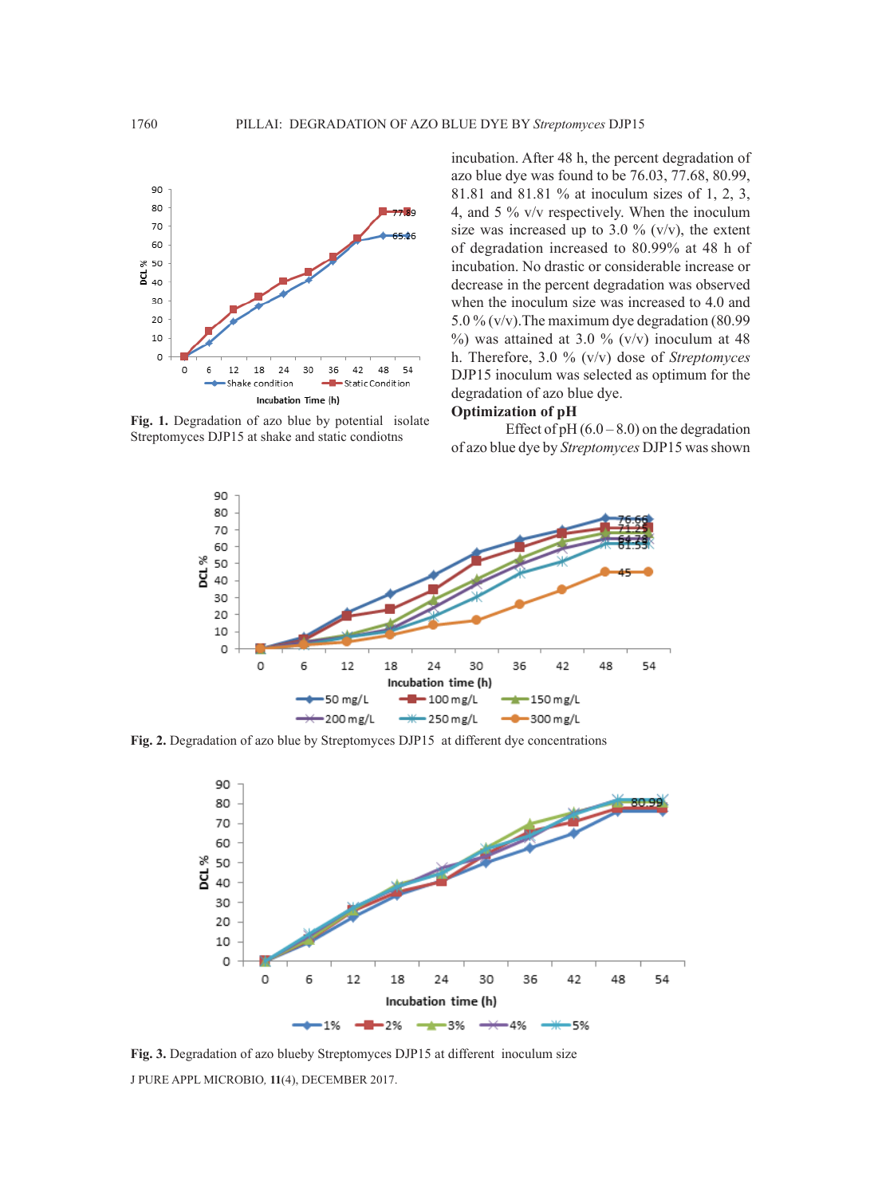incubation. After 48 h, the percent degradation of azo blue dye was found to be 76.03, 77.68, 80.99, 81.81 and 81.81 % at inoculum sizes of 1, 2, 3, 4, and 5 % v/v respectively. When the inoculum size was increased up to 3.0 % (v/v), the extent of degradation increased to 80.99% at 48 h of incubation. No drastic or considerable increase or decrease in the percent degradation was observed when the inoculum size was increased to 4.0 and 5.0 % (v/v). The maximum dye degradation (80.99 %) was attained at 3.0 % (v/v) inoculum at 48 h. Therefore, 3.0 % (v/v) dose of *Streptomyces* DJP15 inoculum was selected as optimum for the degradation of azo blue dye.

**Optimization of pH**

Effect of pH (6.0 – 8.0) on the degradation of azo blue dye by *Streptomyces* DJP15 was shown

**Fig. 1.** Degradation of azo blue by potential isolate Streptomyces DJP15 at shake and static condiotns

**Fig. 2.** Degradation of azo blue by Streptomyces DJP15 at different dye concentrations

**Fig. 3.** Degradation of azo blueby Streptomyces DJP15 at different inoculum size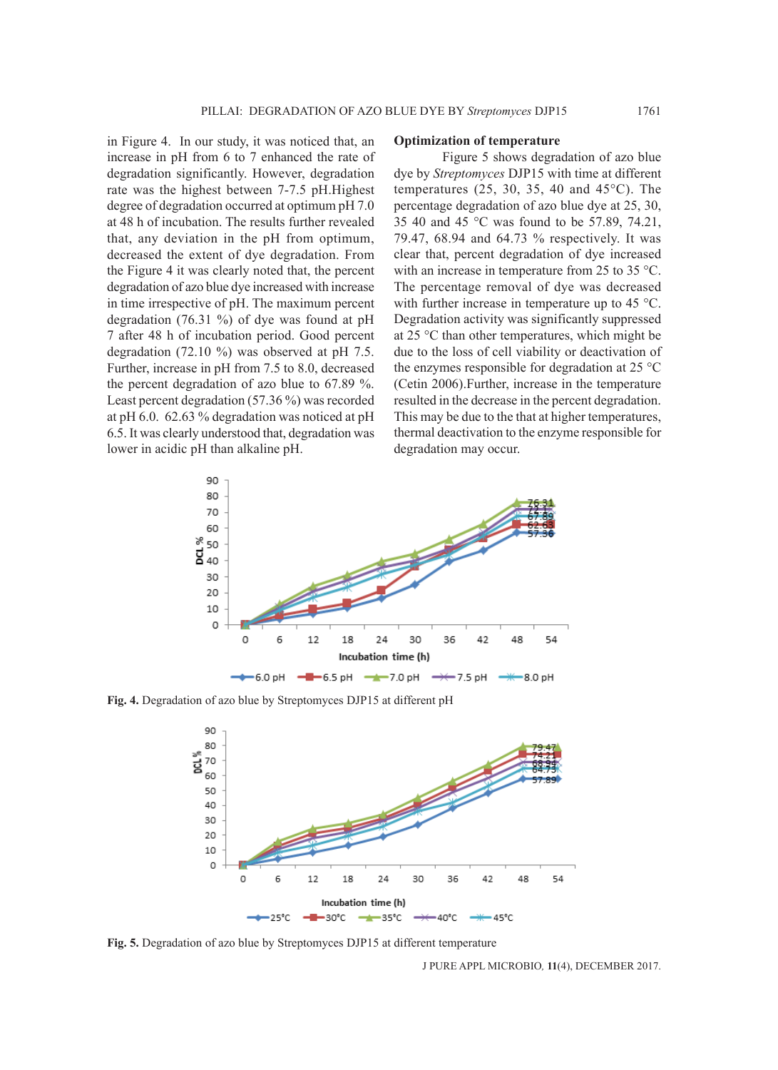in Figure 4. In our study, it was noticed that, an increase in pH from 6 to 7 enhanced the rate of degradation significantly. However, degradation rate was the highest between 7-7.5 pH.Highest degree of degradation occurred at optimum pH 7.0 at 48 h of incubation. The results further revealed that, any deviation in the pH from optimum, decreased the extent of dye degradation. From the Figure 4 it was clearly noted that, the percent degradation of azo blue dye increased with increase in time irrespective of pH. The maximum percent degradation (76.31 %) of dye was found at pH 7 after 48 h of incubation period. Good percent degradation (72.10 %) was observed at pH 7.5. Further, increase in pH from 7.5 to 8.0, decreased the percent degradation of azo blue to 67.89 %. Least percent degradation (57.36 %) was recorded at pH 6.0. 62.63 % degradation was noticed at pH 6.5. It was clearly understood that, degradation was lower in acidic pH than alkaline pH.

### Optimization of temperature

Figure 5 shows degradation of azo blue dye by *Streptomyces* DJP15 with time at different temperatures (25, 30, 35, 40 and 45°C). The percentage degradation of azo blue dye at 25, 30, 35 40 and 45 °C was found to be 57.89, 74.21, 79.47, 68.94 and 64.73 % respectively. It was clear that, percent degradation of dye increased with an increase in temperature from 25 to 35 °C. The percentage removal of dye was decreased with further increase in temperature up to 45 °C. Degradation activity was significantly suppressed at 25 °C than other temperatures, which might be due to the loss of cell viability or deactivation of the enzymes responsible for degradation at 25 °C (Cetin 2006).Further, increase in the temperature resulted in the decrease in the percent degradation. This may be due to the that at higher temperatures, thermal deactivation to the enzyme responsible for degradation may occur.

**Fig. 4.** Degradation of azo blue by Streptomyces DJP15 at different pH

**Fig. 5.** Degradation of azo blue by Streptomyces DJP15 at different temperature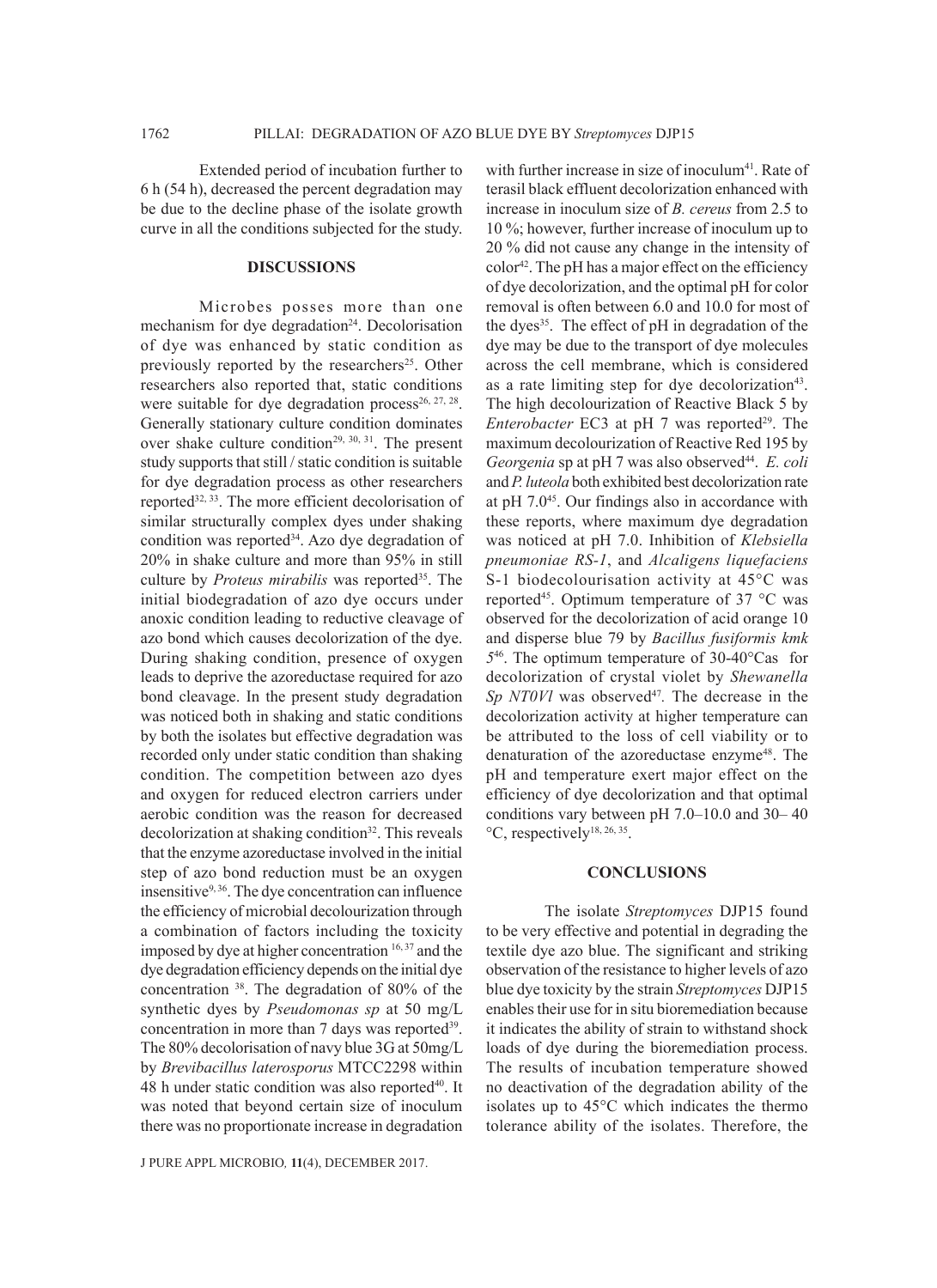Extended period of incubation further to 6 h (54 h), decreased the percent degradation may be due to the decline phase of the isolate growth curve in all the conditions subjected for the study.

## DISCUSSIONS

Microbes posses more than one mechanism for dye degradation[24]. Decolorisation of dye was enhanced by static condition as previously reported by the researchers[25]. Other researchers also reported that, static conditions were suitable for dye degradation process[26, 27, 28]. Generally stationary culture condition dominates over shake culture condition[29, 30, 31]. The present study supports that still / static condition is suitable for dye degradation process as other researchers reported[32, 33]. The more efficient decolorisation of similar structurally complex dyes under shaking condition was reported[34]. Azo dye degradation of 20% in shake culture and more than 95% in still culture by *Proteus mirabilis* was reported[35]. The initial biodegradation of azo dye occurs under anoxic condition leading to reductive cleavage of azo bond which causes decolorization of the dye. During shaking condition, presence of oxygen leads to deprive the azoreductase required for azo bond cleavage. In the present study degradation was noticed both in shaking and static conditions by both the isolates but effective degradation was recorded only under static condition than shaking condition. The competition between azo dyes and oxygen for reduced electron carriers under aerobic condition was the reason for decreased decolorization at shaking condition[32]. This reveals that the enzyme azoreductase involved in the initial step of azo bond reduction must be an oxygen insensitive[9, 36]. The dye concentration can influence the efficiency of microbial decolourization through a combination of factors including the toxicity imposed by dye at higher concentration [16, 37] and the dye degradation efficiency depends on the initial dye concentration [38]. The degradation of 80% of the synthetic dyes by *Pseudomonas sp* at 50 mg/L concentration in more than 7 days was reported[39]. The 80% decolorisation of navy blue 3G at 50mg/L by *Brevibacillus laterosporus* MTCC2298 within 48 h under static condition was also reported[40]. It was noted that beyond certain size of inoculum there was no proportionate increase in degradation with further increase in size of inoculum[41]. Rate of terasil black effluent decolorization enhanced with increase in inoculum size of *B. cereus* from 2.5 to 10 %; however, further increase of inoculum up to 20 % did not cause any change in the intensity of color[42]. The pH has a major effect on the efficiency of dye decolorization, and the optimal pH for color removal is often between 6.0 and 10.0 for most of the dyes[35]. The effect of pH in degradation of the dye may be due to the transport of dye molecules across the cell membrane, which is considered as a rate limiting step for dye decolorization[43]. The high decolourization of Reactive Black 5 by *Enterobacter* EC3 at pH 7 was reported[29]. The maximum decolourization of Reactive Red 195 by *Georgenia* sp at pH 7 was also observed[44]. *E. coli* and *P. luteola* both exhibited best decolorization rate at pH 7.0[45]. Our findings also in accordance with these reports, where maximum dye degradation was noticed at pH 7.0. Inhibition of *Klebsiella pneumoniae RS-1*, and *Alcaligens liquefaciens* S-1 biodecolourisation activity at 45°C was reported[45]. Optimum temperature of 37 °C was observed for the decolorization of acid orange 10 and disperse blue 79 by *Bacillus fusiformis kmk 5*[46]. The optimum temperature of 30-40°Cas for decolorization of crystal violet by *Shewanella Sp NT0Vl* was observed[47]. The decrease in the decolorization activity at higher temperature can be attributed to the loss of cell viability or to denaturation of the azoreductase enzyme[48]. The pH and temperature exert major effect on the efficiency of dye decolorization and that optimal conditions vary between pH 7.0–10.0 and 30– 40 °C, respectively[18, 26, 35].

## CONCLUSIONS

The isolate *Streptomyces* DJP15 found to be very effective and potential in degrading the textile dye azo blue. The significant and striking observation of the resistance to higher levels of azo blue dye toxicity by the strain *Streptomyces* DJP15 enables their use for in situ bioremediation because it indicates the ability of strain to withstand shock loads of dye during the bioremediation process. The results of incubation temperature showed no deactivation of the degradation ability of the isolates up to 45°C which indicates the thermo tolerance ability of the isolates. Therefore, the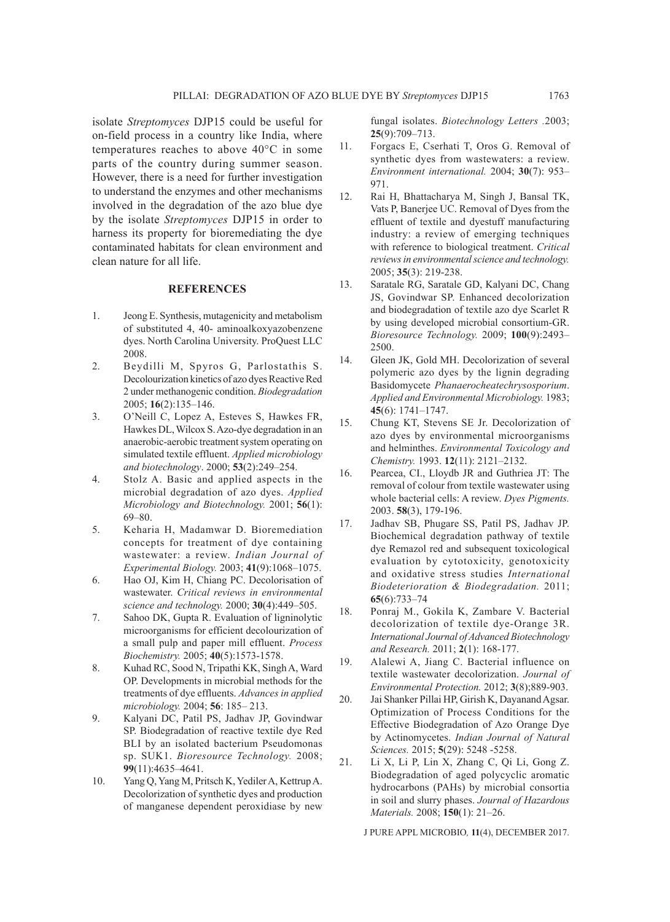isolate *Streptomyces* DJP15 could be useful for on-field process in a country like India, where temperatures reaches to above 40°C in some parts of the country during summer season. However, there is a need for further investigation to understand the enzymes and other mechanisms involved in the degradation of the azo blue dye by the isolate *Streptomyces* DJP15 in order to harness its property for bioremediating the dye contaminated habitats for clean environment and clean nature for all life.

## REFERENCES

1. Jeong E. Synthesis, mutagenicity and metabolism of substituted 4, 40- aminoalkoxyazobenzene dyes. North Carolina University. ProQuest LLC 2008.
2. Beydilli M, Spyros G, Parlostathis S. Decolourization kinetics of azo dyes Reactive Red 2 under methanogenic condition. *Biodegradation* 2005; **16**(2):135–146.
3. O'Neill C, Lopez A, Esteves S, Hawkes FR, Hawkes DL, Wilcox S. Azo-dye degradation in an anaerobic-aerobic treatment system operating on simulated textile effluent. *Applied microbiology and biotechnology*. 2000; **53**(2):249–254.
4. Stolz A. Basic and applied aspects in the microbial degradation of azo dyes. *Applied Microbiology and Biotechnology.* 2001; **56**(1): 69–80.
5. Keharia H, Madamwar D. Bioremediation concepts for treatment of dye containing wastewater: a review. *Indian Journal of Experimental Biology.* 2003; **41**(9):1068–1075.
6. Hao OJ, Kim H, Chiang PC. Decolorisation of wastewater. *Critical reviews in environmental science and technology.* 2000; **30**(4):449–505.
7. Sahoo DK, Gupta R. Evaluation of ligninolytic microorganisms for efficient decolourization of a small pulp and paper mill effluent. *Process Biochemistry.* 2005; **40**(5):1573-1578.
8. Kuhad RC, Sood N, Tripathi KK, Singh A, Ward OP. Developments in microbial methods for the treatments of dye effluents. *Advances in applied microbiology.* 2004; **56**: 185– 213.
9. Kalyani DC, Patil PS, Jadhav JP, Govindwar SP. Biodegradation of reactive textile dye Red BLI by an isolated bacterium Pseudomonas sp. SUK1. *Bioresource Technology.* 2008; **99**(11):4635–4641.
10. Yang Q, Yang M, Pritsch K, Yediler A, Kettrup A. Decolorization of synthetic dyes and production of manganese dependent peroxidiase by new fungal isolates. *Biotechnology Letters .*2003; **25**(9):709–713.
11. Forgacs E, Cserhati T, Oros G. Removal of synthetic dyes from wastewaters: a review. *Environment international.* 2004; **30**(7): 953–971.
12. Rai H, Bhattacharya M, Singh J, Bansal TK, Vats P, Banerjee UC. Removal of Dyes from the effluent of textile and dyestuff manufacturing industry: a review of emerging techniques with reference to biological treatment. *Critical reviews in environmental science and technology.* 2005; **35**(3): 219-238.
13. Saratale RG, Saratale GD, Kalyani DC, Chang JS, Govindwar SP. Enhanced decolorization and biodegradation of textile azo dye Scarlet R by using developed microbial consortium-GR. *Bioresource Technology.* 2009; **100**(9):2493–2500.
14. Gleen JK, Gold MH. Decolorization of several polymeric azo dyes by the lignin degrading Basidomycete *Phanaerocheatechrysosporium*. *Applied and Environmental Microbiology.* 1983; **45**(6): 1741–1747.
15. Chung KT, Stevens SE Jr. Decolorization of azo dyes by environmental microorganisms and helminthes. *Environmental Toxicology and Chemistry.* 1993. **12**(11): 2121–2132.
16. Pearcea, CI., Lloydb JR and Guthriea JT: The removal of colour from textile wastewater using whole bacterial cells: A review. *Dyes Pigments.* 2003. **58**(3), 179-196.
17. Jadhav SB, Phugare SS, Patil PS, Jadhav JP. Biochemical degradation pathway of textile dye Remazol red and subsequent toxicological evaluation by cytotoxicity, genotoxicity and oxidative stress studies *International Biodeterioration & Biodegradation.* 2011; **65**(6):733–74
18. Ponraj M., Gokila K, Zambare V. Bacterial decolorization of textile dye-Orange 3R. *International Journal of Advanced Biotechnology and Research.* 2011; **2**(1): 168-177.
19. Alalewi A, Jiang C. Bacterial influence on textile wastewater decolorization. *Journal of Environmental Protection.* 2012; **3**(8);889-903.
20. Jai Shanker Pillai HP, Girish K, Dayanand Agsar. Optimization of Process Conditions for the Effective Biodegradation of Azo Orange Dye by Actinomycetes. *Indian Journal of Natural Sciences.* 2015; **5**(29): 5248 -5258.
21. Li X, Li P, Lin X, Zhang C, Qi Li, Gong Z. Biodegradation of aged polycyclic aromatic hydrocarbons (PAHs) by microbial consortia in soil and slurry phases. *Journal of Hazardous Materials.* 2008; **150**(1): 21–26.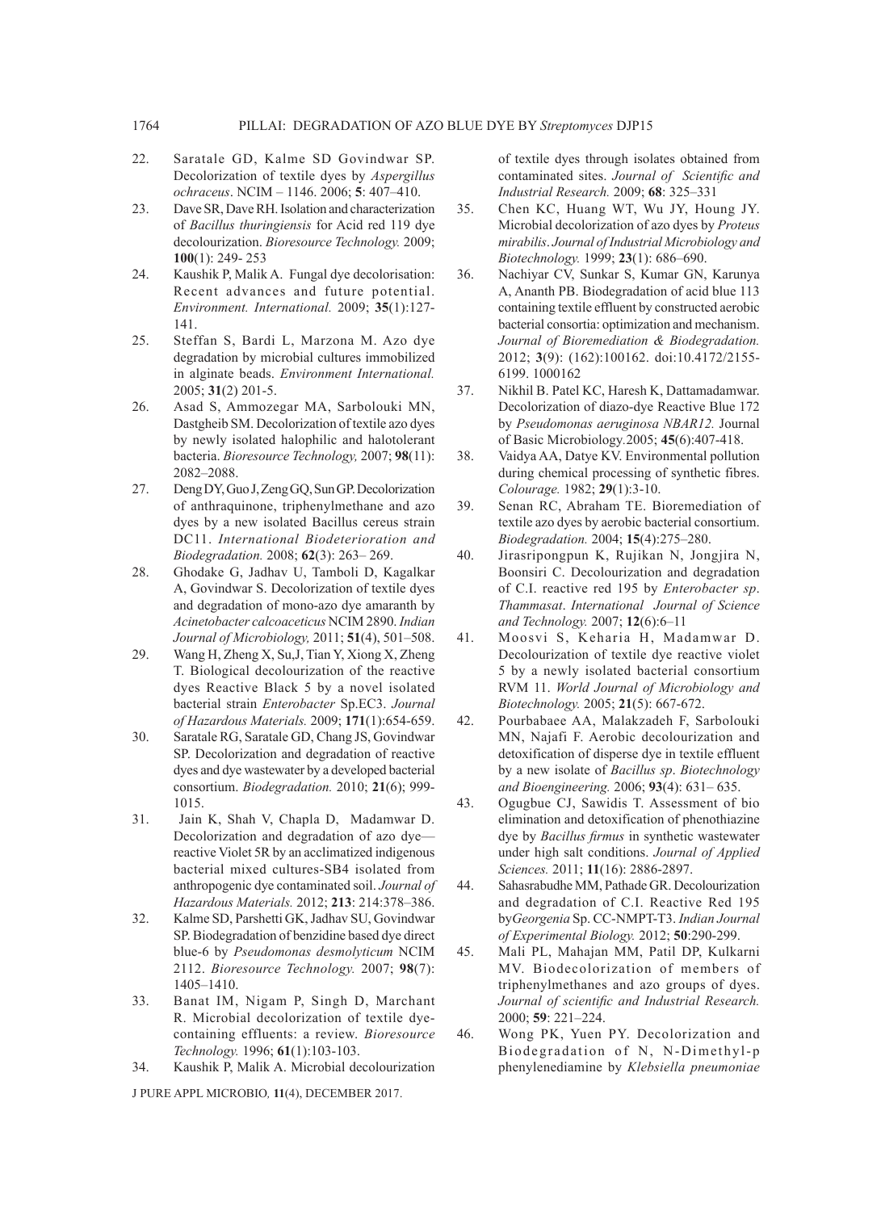22. Saratale GD, Kalme SD Govindwar SP. Decolorization of textile dyes by *Aspergillus ochraceus*. NCIM – 1146. 2006; **5**: 407–410.
23. Dave SR, Dave RH. Isolation and characterization of *Bacillus thuringiensis* for Acid red 119 dye decolourization. *Bioresource Technology.* 2009; **100**(1): 249- 253
24. Kaushik P, Malik A. Fungal dye decolorisation: Recent advances and future potential. *Environment. International.* 2009; **35**(1):127-141.
25. Steffan S, Bardi L, Marzona M. Azo dye degradation by microbial cultures immobilized in alginate beads. *Environment International.* 2005; **31**(2) 201-5.
26. Asad S, Ammozegar MA, Sarbolouki MN, Dastgheib SM. Decolorization of textile azo dyes by newly isolated halophilic and halotolerant bacteria. *Bioresource Technology,* 2007; **98**(11): 2082–2088.
27. Deng DY, Guo J, Zeng GQ, Sun GP. Decolorization of anthraquinone, triphenylmethane and azo dyes by a new isolated Bacillus cereus strain DC11. *International Biodeterioration and Biodegradation.* 2008; **62**(3): 263– 269.
28. Ghodake G, Jadhav U, Tamboli D, Kagalkar A, Govindwar S. Decolorization of textile dyes and degradation of mono-azo dye amaranth by *Acinetobacter calcoaceticus* NCIM 2890. *Indian Journal of Microbiology,* 2011; **51**(4), 501–508.
29. Wang H, Zheng X, Su,J, Tian Y, Xiong X, Zheng T. Biological decolourization of the reactive dyes Reactive Black 5 by a novel isolated bacterial strain *Enterobacter* Sp.EC3. *Journal of Hazardous Materials.* 2009; **171**(1):654-659.
30. Saratale RG, Saratale GD, Chang JS, Govindwar SP. Decolorization and degradation of reactive dyes and dye wastewater by a developed bacterial consortium. *Biodegradation.* 2010; **21**(6); 999-1015.
31. Jain K, Shah V, Chapla D, Madamwar D. Decolorization and degradation of azo dye—reactive Violet 5R by an acclimatized indigenous bacterial mixed cultures-SB4 isolated from anthropogenic dye contaminated soil. *Journal of Hazardous Materials.* 2012; **213**: 214:378–386.
32. Kalme SD, Parshetti GK, Jadhav SU, Govindwar SP. Biodegradation of benzidine based dye direct blue-6 by *Pseudomonas desmolyticum* NCIM 2112. *Bioresource Technology.* 2007; **98**(7): 1405–1410.
33. Banat IM, Nigam P, Singh D, Marchant R. Microbial decolorization of textile dye-containing effluents: a review. *Bioresource Technology.* 1996; **61**(1):103-103.
34. Kaushik P, Malik A. Microbial decolourization of textile dyes through isolates obtained from contaminated sites. *Journal of Scientific and Industrial Research.* 2009; **68**: 325–331
35. Chen KC, Huang WT, Wu JY, Houng JY. Microbial decolorization of azo dyes by *Proteus mirabilis*. *Journal of Industrial Microbiology and Biotechnology.* 1999; **23**(1): 686–690.
36. Nachiyar CV, Sunkar S, Kumar GN, Karunya A, Ananth PB. Biodegradation of acid blue 113 containing textile effluent by constructed aerobic bacterial consortia: optimization and mechanism. *Journal of Bioremediation & Biodegradation.* 2012; **3**(9): (162):100162. doi:10.4172/2155-6199. 1000162
37. Nikhil B. Patel KC, Haresh K, Dattamadamwar. Decolorization of diazo-dye Reactive Blue 172 by *Pseudomonas aeruginosa NBAR12.* Journal of Basic Microbiology.2005; **45**(6):407-418.
38. Vaidya AA, Datye KV. Environmental pollution during chemical processing of synthetic fibres. *Colourage.* 1982; **29**(1):3-10.
39. Senan RC, Abraham TE. Bioremediation of textile azo dyes by aerobic bacterial consortium. *Biodegradation.* 2004; **15**(4):275–280.
40. Jirasripongpun K, Rujikan N, Jongjira N, Boonsiri C. Decolourization and degradation of C.I. reactive red 195 by *Enterobacter sp*. *Thammasat*. *International Journal of Science and Technology.* 2007; **12**(6):6–11
41. Moosvi S, Keharia H, Madamwar D. Decolourization of textile dye reactive violet 5 by a newly isolated bacterial consortium RVM 11. *World Journal of Microbiology and Biotechnology.* 2005; **21**(5): 667-672.
42. Pourbabaee AA, Malakzadeh F, Sarbolouki MN, Najafi F. Aerobic decolourization and detoxification of disperse dye in textile effluent by a new isolate of *Bacillus sp*. *Biotechnology and Bioengineering.* 2006; **93**(4): 631– 635.
43. Ogugbue CJ, Sawidis T. Assessment of bio elimination and detoxification of phenothiazine dye by *Bacillus firmus* in synthetic wastewater under high salt conditions. *Journal of Applied Sciences.* 2011; **11**(16): 2886-2897.
44. Sahasrabudhe MM, Pathade GR. Decolourization and degradation of C.I. Reactive Red 195 by*Georgenia* Sp. CC-NMPT-T3. *Indian Journal of Experimental Biology.* 2012; **50**:290-299.
45. Mali PL, Mahajan MM, Patil DP, Kulkarni MV. Biodecolorization of members of triphenylmethanes and azo groups of dyes. *Journal of scientific and Industrial Research.* 2000; **59**: 221–224.
46. Wong PK, Yuen PY. Decolorization and Biodegradation of N, N-Dimethyl-p phenylenediamine by *Klebsiella pneumoniae*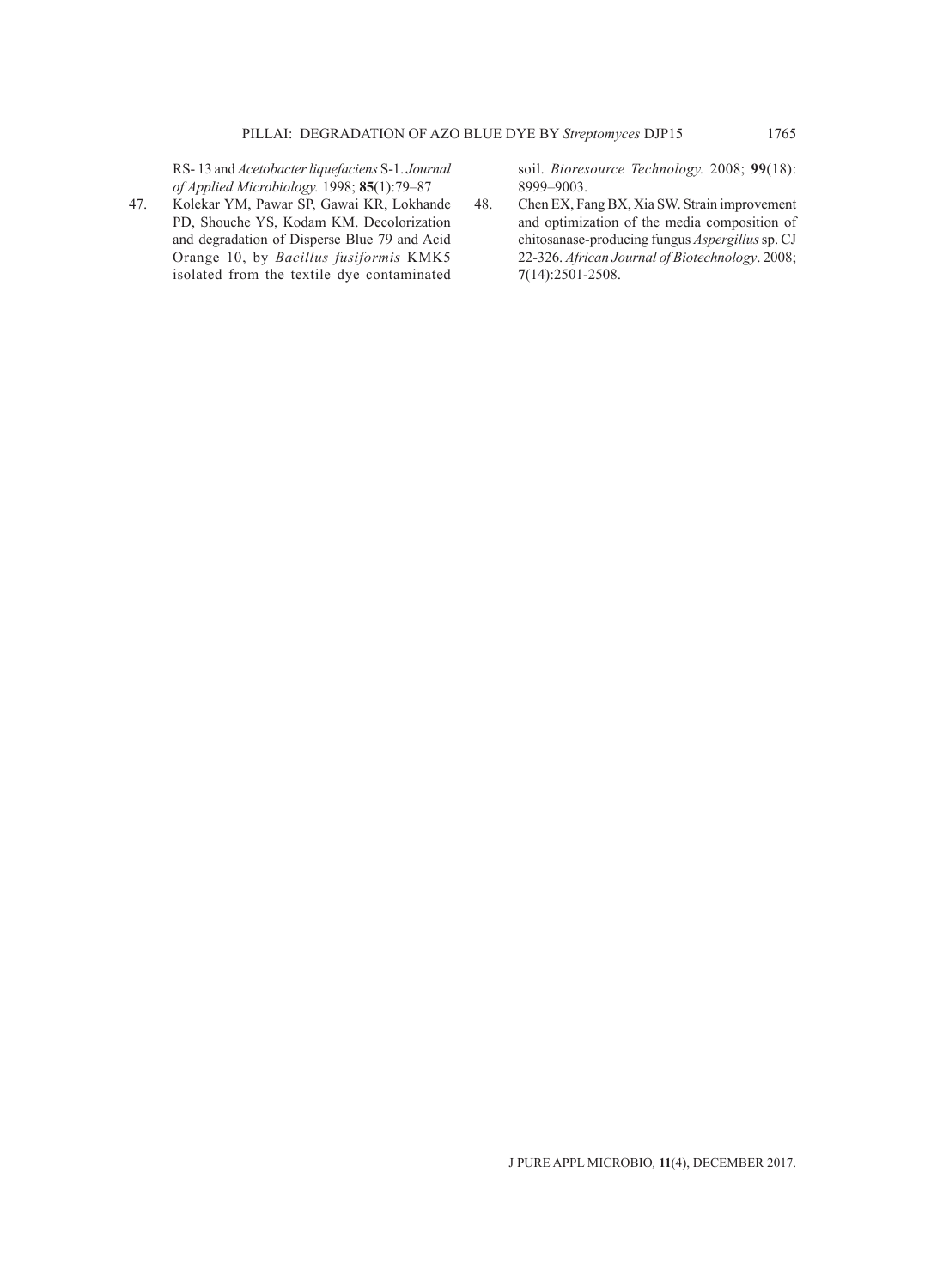RS- 13 and *Acetobacter liquefaciens* S-1. *Journal of Applied Microbiology.* 1998; **85**(1):79–87

47. Kolekar YM, Pawar SP, Gawai KR, Lokhande PD, Shouche YS, Kodam KM. Decolorization and degradation of Disperse Blue 79 and Acid Orange 10, by *Bacillus fusiformis* KMK5 isolated from the textile dye contaminated soil. *Bioresource Technology.* 2008; **99**(18): 8999–9003.

48. Chen EX, Fang BX, Xia SW. Strain improvement and optimization of the media composition of chitosanase-producing fungus *Aspergillus* sp. CJ 22-326. *African Journal of Biotechnology*. 2008; **7**(14):2501-2508.